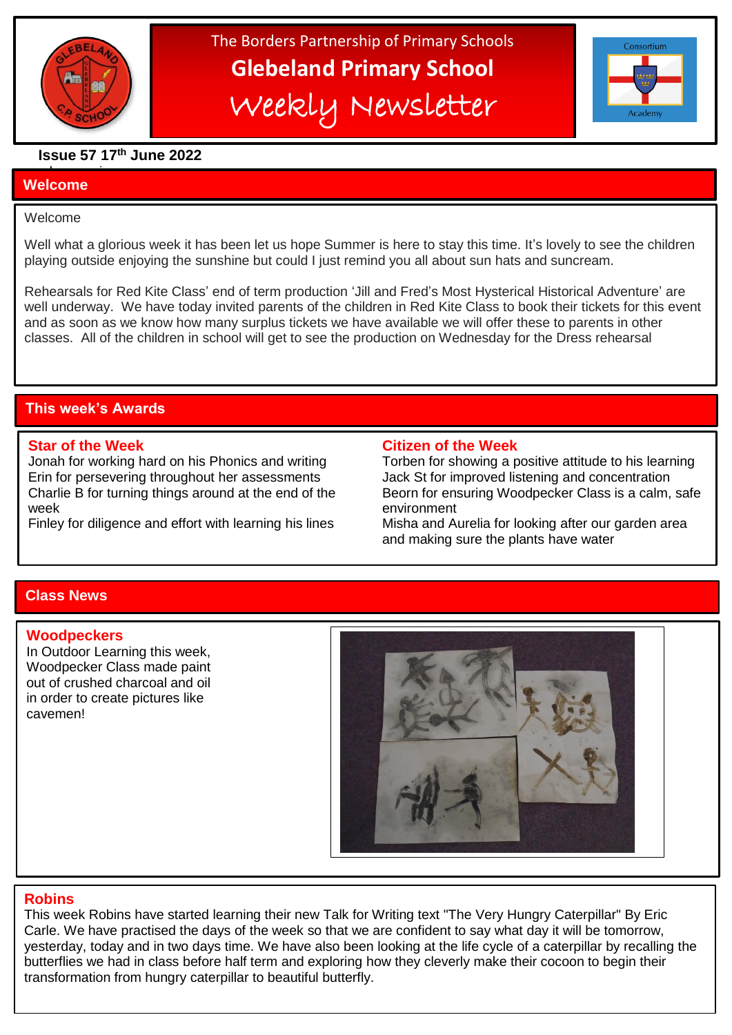The Borders Partnership of Primary Schools

# Glebeland Primary School

## Weekly Newsletter

**Issue 57 17th June 2022**

## Welcome

Welcome

Well what a glorious week it has been let us hope Summer is here to stay this time. It's lovely to see the children playing outside enjoying the sunshine but could I just remind you all about sun hats and suncream.

Rehearsals for Red Kite Class' end of term production 'Jill and Fred's Most Hysterical Historical Adventure' are well underway. We have today invited parents of the children in Red Kite Class to book their tickets for this event and as soon as we know how many surplus tickets we have available we will offer these to parents in other classes. All of the children in school will get to see the production on Wednesday for the Dress rehearsal

## This week's Awards

### Star of the Week

Jonah for working hard on his Phonics and writing
Erin for persevering throughout her assessments
Charlie B for turning things around at the end of the week
Finley for diligence and effort with learning his lines

### Citizen of the Week

Torben for showing a positive attitude to his learning
Jack St for improved listening and concentration
Beorn for ensuring Woodpecker Class is a calm, safe environment
Misha and Aurelia for looking after our garden area and making sure the plants have water

## Class News

### Woodpeckers

In Outdoor Learning this week, Woodpecker Class made paint out of crushed charcoal and oil in order to create pictures like cavemen!

### Robins

This week Robins have started learning their new Talk for Writing text "The Very Hungry Caterpillar" By Eric Carle. We have practised the days of the week so that we are confident to say what day it will be tomorrow, yesterday, today and in two days time. We have also been looking at the life cycle of a caterpillar by recalling the butterflies we had in class before half term and exploring how they cleverly make their cocoon to begin their transformation from hungry caterpillar to beautiful butterfly.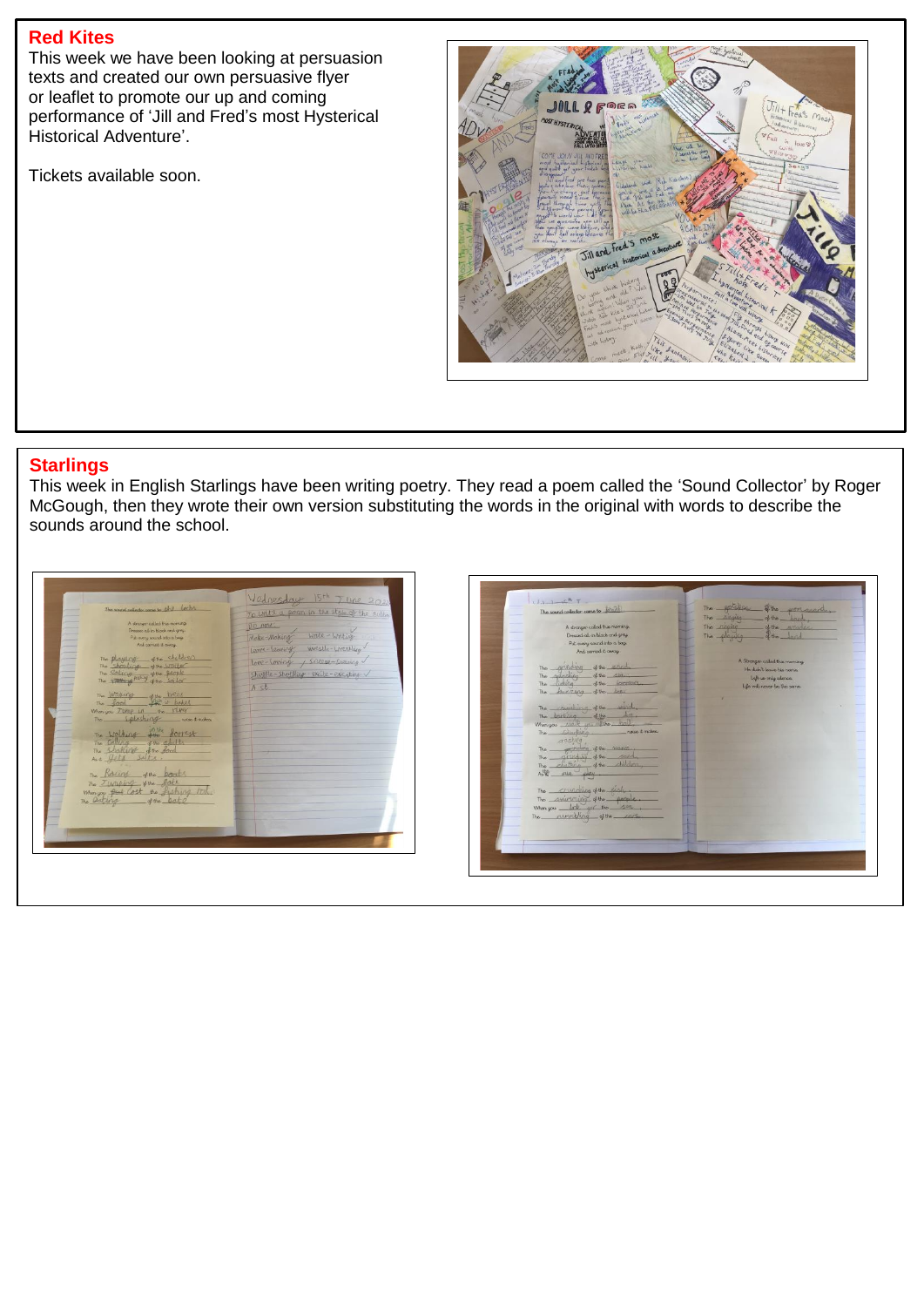## Red Kites

This week we have been looking at persuasion texts and created our own persuasive flyer or leaflet to promote our up and coming performance of 'Jill and Fred's most Hysterical Historical Adventure'.

Tickets available soon.

## Starlings

This week in English Starlings have been writing poetry. They read a poem called the 'Sound Collector' by Roger McGough, then they wrote their own version substituting the words in the original with words to describe the sounds around the school.